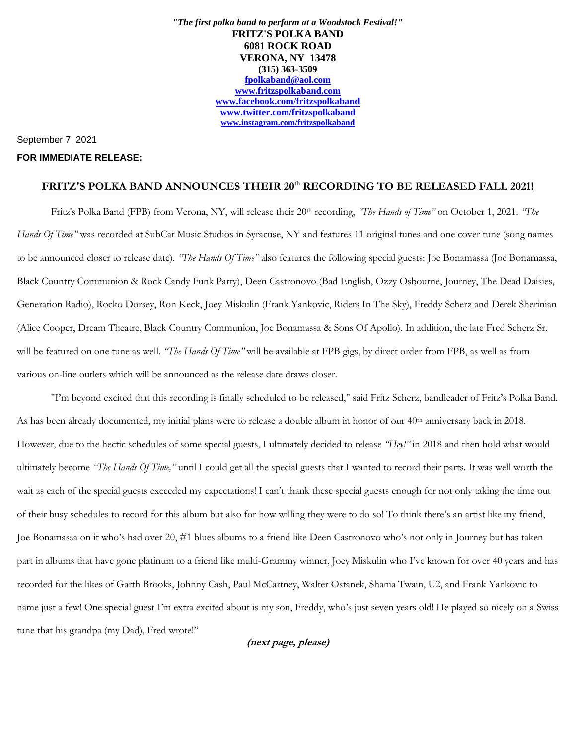*"The first polka band to perform at a Woodstock Festival!"*

**FRITZ'S POLKA BAND**
**6081 ROCK ROAD**
**VERONA, NY 13478**
**(315) 363-3509**
**fpolkaband@aol.com**
**www.fritzspolkaband.com**
**www.facebook.com/fritzspolkaband**
**www.twitter.com/fritzspolkaband**
**www.instagram.com/fritzspolkaband**

September 7, 2021

**FOR IMMEDIATE RELEASE:**

## FRITZ'S POLKA BAND ANNOUNCES THEIR 20th RECORDING TO BE RELEASED FALL 2021!

Fritz's Polka Band (FPB) from Verona, NY, will release their 20th recording, *"The Hands of Time"* on October 1, 2021. *"The Hands Of Time"* was recorded at SubCat Music Studios in Syracuse, NY and features 11 original tunes and one cover tune (song names to be announced closer to release date). *"The Hands Of Time"* also features the following special guests: Joe Bonamassa (Joe Bonamassa, Black Country Communion & Rock Candy Funk Party), Deen Castronovo (Bad English, Ozzy Osbourne, Journey, The Dead Daisies, Generation Radio), Rocko Dorsey, Ron Keck, Joey Miskulin (Frank Yankovic, Riders In The Sky), Freddy Scherz and Derek Sherinian (Alice Cooper, Dream Theatre, Black Country Communion, Joe Bonamassa & Sons Of Apollo). In addition, the late Fred Scherz Sr. will be featured on one tune as well. *"The Hands Of Time"* will be available at FPB gigs, by direct order from FPB, as well as from various on-line outlets which will be announced as the release date draws closer.

"I'm beyond excited that this recording is finally scheduled to be released," said Fritz Scherz, bandleader of Fritz's Polka Band. As has been already documented, my initial plans were to release a double album in honor of our 40th anniversary back in 2018. However, due to the hectic schedules of some special guests, I ultimately decided to release *"Hey!"* in 2018 and then hold what would ultimately become *"The Hands Of Time,"* until I could get all the special guests that I wanted to record their parts. It was well worth the wait as each of the special guests exceeded my expectations! I can't thank these special guests enough for not only taking the time out of their busy schedules to record for this album but also for how willing they were to do so! To think there's an artist like my friend, Joe Bonamassa on it who's had over 20, #1 blues albums to a friend like Deen Castronovo who's not only in Journey but has taken part in albums that have gone platinum to a friend like multi-Grammy winner, Joey Miskulin who I've known for over 40 years and has recorded for the likes of Garth Brooks, Johnny Cash, Paul McCartney, Walter Ostanek, Shania Twain, U2, and Frank Yankovic to name just a few! One special guest I'm extra excited about is my son, Freddy, who's just seven years old! He played so nicely on a Swiss tune that his grandpa (my Dad), Fred wrote!"

***(next page, please)***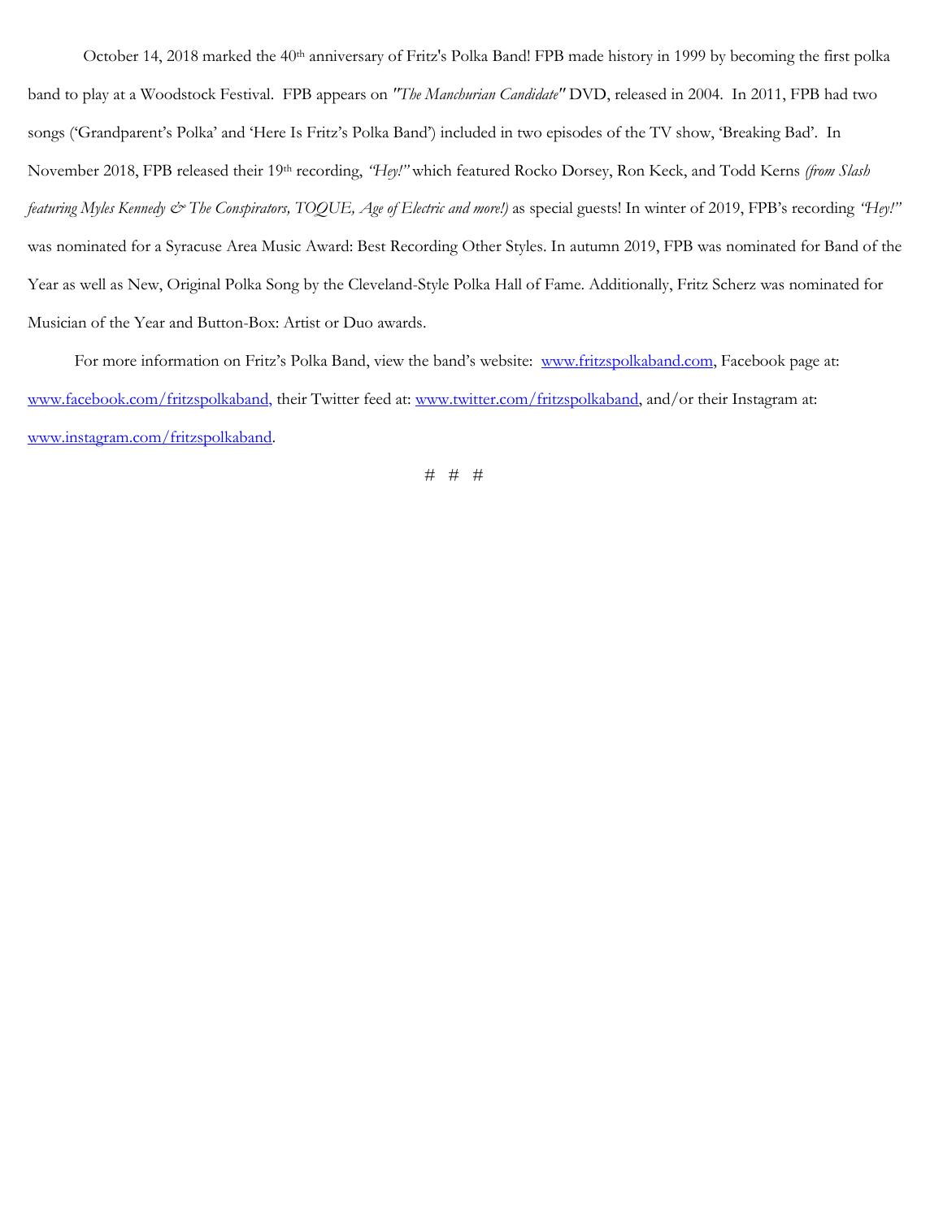October 14, 2018 marked the 40th anniversary of Fritz's Polka Band! FPB made history in 1999 by becoming the first polka band to play at a Woodstock Festival. FPB appears on *"The Manchurian Candidate"* DVD, released in 2004. In 2011, FPB had two songs ('Grandparent's Polka' and 'Here Is Fritz's Polka Band') included in two episodes of the TV show, 'Breaking Bad'. In November 2018, FPB released their 19th recording, *"Hey!"* which featured Rocko Dorsey, Ron Keck, and Todd Kerns *(from Slash featuring Myles Kennedy & The Conspirators, TOQUE, Age of Electric and more!)* as special guests! In winter of 2019, FPB's recording *"Hey!"* was nominated for a Syracuse Area Music Award: Best Recording Other Styles. In autumn 2019, FPB was nominated for Band of the Year as well as New, Original Polka Song by the Cleveland-Style Polka Hall of Fame. Additionally, Fritz Scherz was nominated for Musician of the Year and Button-Box: Artist or Duo awards.

For more information on Fritz's Polka Band, view the band's website: [www.fritzspolkaband.com](http://www.fritzspolkaband.com), Facebook page at: [www.facebook.com/fritzspolkaband](http://www.facebook.com/fritzspolkaband), their Twitter feed at: [www.twitter.com/fritzspolkaband](http://www.twitter.com/fritzspolkaband), and/or their Instagram at: [www.instagram.com/fritzspolkaband](http://www.instagram.com/fritzspolkaband).

# # #